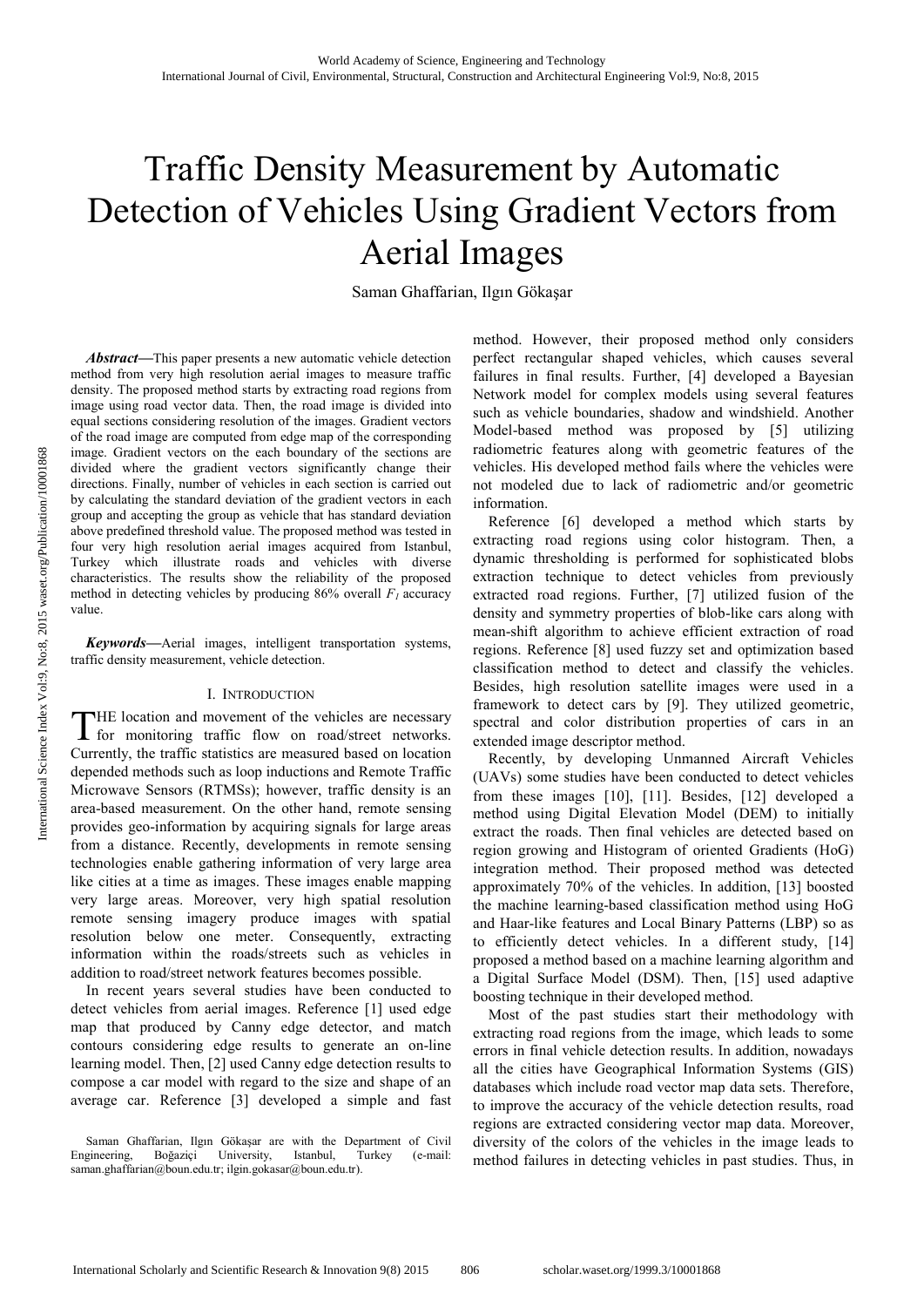# Traffic Density Measurement by Automatic Detection of Vehicles Using Gradient Vectors from Aerial Images

Saman Ghaffarian, Ilgın Gökaşar

***Abstract*—This paper presents a new automatic vehicle detection method from very high resolution aerial images to measure traffic density. The proposed method starts by extracting road regions from image using road vector data. Then, the road image is divided into equal sections considering resolution of the images. Gradient vectors of the road image are computed from edge map of the corresponding image. Gradient vectors on the each boundary of the sections are divided where the gradient vectors significantly change their directions. Finally, number of vehicles in each section is carried out by calculating the standard deviation of the gradient vectors in each group and accepting the group as vehicle that has standard deviation above predefined threshold value. The proposed method was tested in four very high resolution aerial images acquired from Istanbul, Turkey which illustrate roads and vehicles with diverse characteristics. The results show the reliability of the proposed method in detecting vehicles by producing 86% overall $F_1$ accuracy value.**

***Keywords*—Aerial images, intelligent transportation systems, traffic density measurement, vehicle detection.**

## I. Introduction

THE location and movement of the vehicles are necessary for monitoring traffic flow on road/street networks. Currently, the traffic statistics are measured based on location depended methods such as loop inductions and Remote Traffic Microwave Sensors (RTMSs); however, traffic density is an area-based measurement. On the other hand, remote sensing provides geo-information by acquiring signals for large areas from a distance. Recently, developments in remote sensing technologies enable gathering information of very large area like cities at a time as images. These images enable mapping very large areas. Moreover, very high spatial resolution remote sensing imagery produce images with spatial resolution below one meter. Consequently, extracting information within the roads/streets such as vehicles in addition to road/street network features becomes possible.

In recent years several studies have been conducted to detect vehicles from aerial images. Reference [1] used edge map that produced by Canny edge detector, and match contours considering edge results to generate an on-line learning model. Then, [2] used Canny edge detection results to compose a car model with regard to the size and shape of an average car. Reference [3] developed a simple and fast method. However, their proposed method only considers perfect rectangular shaped vehicles, which causes several failures in final results. Further, [4] developed a Bayesian Network model for complex models using several features such as vehicle boundaries, shadow and windshield. Another Model-based method was proposed by [5] utilizing radiometric features along with geometric features of the vehicles. His developed method fails where the vehicles were not modeled due to lack of radiometric and/or geometric information.

Reference [6] developed a method which starts by extracting road regions using color histogram. Then, a dynamic thresholding is performed for sophisticated blobs extraction technique to detect vehicles from previously extracted road regions. Further, [7] utilized fusion of the density and symmetry properties of blob-like cars along with mean-shift algorithm to achieve efficient extraction of road regions. Reference [8] used fuzzy set and optimization based classification method to detect and classify the vehicles. Besides, high resolution satellite images were used in a framework to detect cars by [9]. They utilized geometric, spectral and color distribution properties of cars in an extended image descriptor method.

Recently, by developing Unmanned Aircraft Vehicles (UAVs) some studies have been conducted to detect vehicles from these images [10], [11]. Besides, [12] developed a method using Digital Elevation Model (DEM) to initially extract the roads. Then final vehicles are detected based on region growing and Histogram of oriented Gradients (HoG) integration method. Their proposed method was detected approximately 70% of the vehicles. In addition, [13] boosted the machine learning-based classification method using HoG and Haar-like features and Local Binary Patterns (LBP) so as to efficiently detect vehicles. In a different study, [14] proposed a method based on a machine learning algorithm and a Digital Surface Model (DSM). Then, [15] used adaptive boosting technique in their developed method.

Most of the past studies start their methodology with extracting road regions from the image, which leads to some errors in final vehicle detection results. In addition, nowadays all the cities have Geographical Information Systems (GIS) databases which include road vector map data sets. Therefore, to improve the accuracy of the vehicle detection results, road regions are extracted considering vector map data. Moreover, diversity of the colors of the vehicles in the image leads to method failures in detecting vehicles in past studies. Thus, in

Saman Ghaffarian, Ilgın Gökaşar are with the Department of Civil Engineering, Boğaziçi University, Istanbul, Turkey (e-mail: saman.ghaffarian@boun.edu.tr; ilgin.gokasar@boun.edu.tr).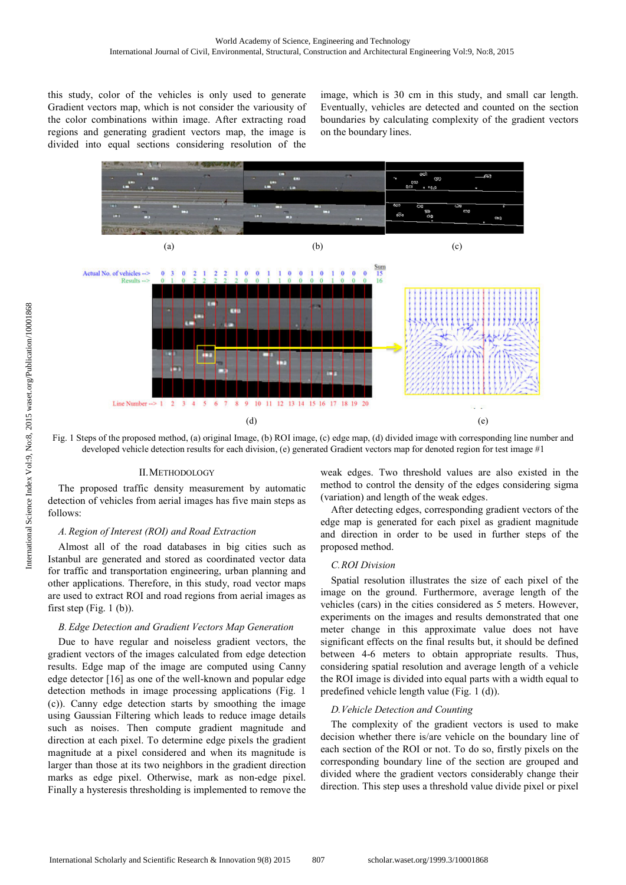this study, color of the vehicles is only used to generate Gradient vectors map, which is not consider the variousity of the color combinations within image. After extracting road regions and generating gradient vectors map, the image is divided into equal sections considering resolution of the image, which is 30 cm in this study, and small car length. Eventually, vehicles are detected and counted on the section boundaries by calculating complexity of the gradient vectors on the boundary lines.

(a) (b) (c)

Actual No. of vehicles --> 0 3 0 2 1 2 2 1 0 0 1 1 0 0 1 0 1 0 0 0 Sum 15

Results --> 0 1 0 2 2 2 2 2 0 0 1 1 0 0 0 0 1 0 0 0 16

Line Number --> 1 2 3 4 5 6 7 8 9 10 11 12 13 14 15 16 17 18 19 20

(d) (e)

Fig. 1 Steps of the proposed method, (a) original Image, (b) ROI image, (c) edge map, (d) divided image with corresponding line number and developed vehicle detection results for each division, (e) generated Gradient vectors map for denoted region for test image #1

## II. Methodology

The proposed traffic density measurement by automatic detection of vehicles from aerial images has five main steps as follows:

### *A. Region of Interest (ROI) and Road Extraction*

Almost all of the road databases in big cities such as Istanbul are generated and stored as coordinated vector data for traffic and transportation engineering, urban planning and other applications. Therefore, in this study, road vector maps are used to extract ROI and road regions from aerial images as first step (Fig. 1 (b)).

### *B. Edge Detection and Gradient Vectors Map Generation*

Due to have regular and noiseless gradient vectors, the gradient vectors of the images calculated from edge detection results. Edge map of the image are computed using Canny edge detector [16] as one of the well-known and popular edge detection methods in image processing applications (Fig. 1 (c)). Canny edge detection starts by smoothing the image using Gaussian Filtering which leads to reduce image details such as noises. Then compute gradient magnitude and direction at each pixel. To determine edge pixels the gradient magnitude at a pixel considered and when its magnitude is larger than those at its two neighbors in the gradient direction marks as edge pixel. Otherwise, mark as non-edge pixel. Finally a hysteresis thresholding is implemented to remove the weak edges. Two threshold values are also existed in the method to control the density of the edges considering sigma (variation) and length of the weak edges.

After detecting edges, corresponding gradient vectors of the edge map is generated for each pixel as gradient magnitude and direction in order to be used in further steps of the proposed method.

### *C. ROI Division*

Spatial resolution illustrates the size of each pixel of the image on the ground. Furthermore, average length of the vehicles (cars) in the cities considered as 5 meters. However, experiments on the images and results demonstrated that one meter change in this approximate value does not have significant effects on the final results but, it should be defined between 4-6 meters to obtain appropriate results. Thus, considering spatial resolution and average length of a vehicle the ROI image is divided into equal parts with a width equal to predefined vehicle length value (Fig. 1 (d)).

### *D. Vehicle Detection and Counting*

The complexity of the gradient vectors is used to make decision whether there is/are vehicle on the boundary line of each section of the ROI or not. To do so, firstly pixels on the corresponding boundary line of the section are grouped and divided where the gradient vectors considerably change their direction. This step uses a threshold value divide pixel or pixel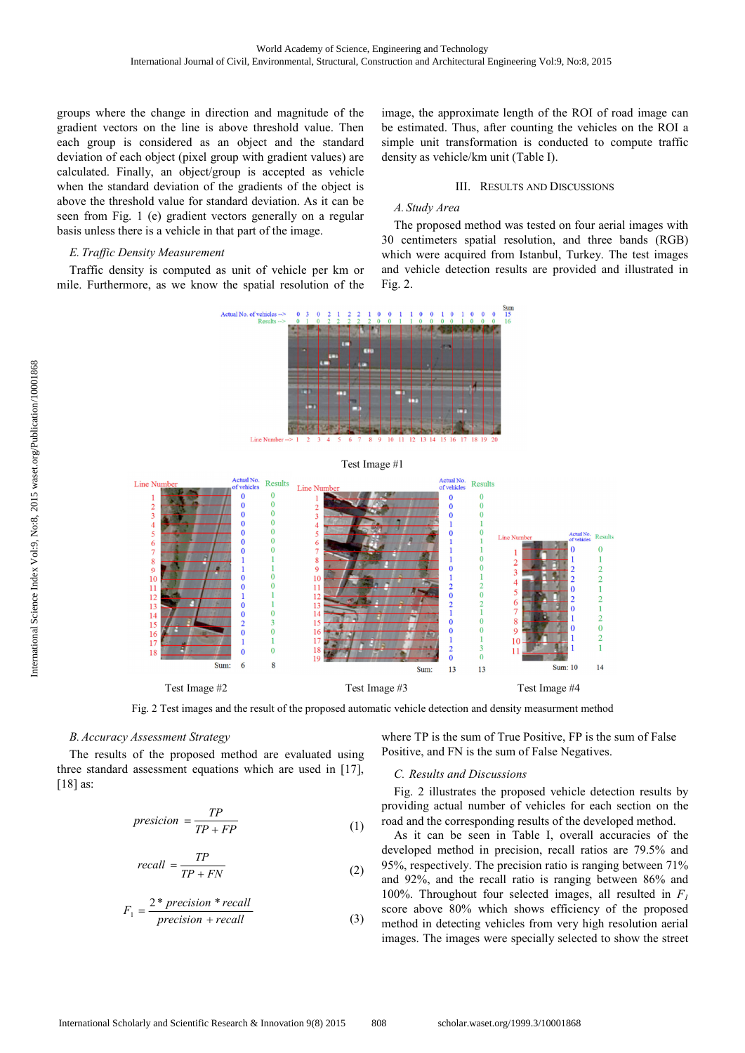groups where the change in direction and magnitude of the gradient vectors on the line is above threshold value. Then each group is considered as an object and the standard deviation of each object (pixel group with gradient values) are calculated. Finally, an object/group is accepted as vehicle when the standard deviation of the gradients of the object is above the threshold value for standard deviation. As it can be seen from Fig. 1 (e) gradient vectors generally on a regular basis unless there is a vehicle in that part of the image.

### *E. Traffic Density Measurement*

Traffic density is computed as unit of vehicle per km or mile. Furthermore, as we know the spatial resolution of the image, the approximate length of the ROI of road image can be estimated. Thus, after counting the vehicles on the ROI a simple unit transformation is conducted to compute traffic density as vehicle/km unit (Table I).

## III. Results and Discussions

### *A. Study Area*

The proposed method was tested on four aerial images with 30 centimeters spatial resolution, and three bands (RGB) which were acquired from Istanbul, Turkey. The test images and vehicle detection results are provided and illustrated in Fig. 2.

Actual No. of vehicles --> 0 3 0 2 1 2 2 1 0 0 1 1 0 0 1 0 1 0 0 0 Sum 15
Results --> 0 1 0 2 2 2 2 2 0 0 1 1 0 0 0 0 1 0 0 0 16
Line Number --> 1 2 3 4 5 6 7 8 9 10 11 12 13 14 15 16 17 18 19 20

Test Image #1

Line Number 1–18; Actual No. of vehicles: 0 0 0 0 0 0 0 1 1 0 0 1 0 0 2 0 1 0; Results: 0 0 0 0 0 0 0 1 1 0 0 1 1 0 3 0 1 0; Sum: 6 8

Test Image #2

Line Number 1–19; Actual No. of vehicles: 0 0 0 1 0 1 1 1 0 1 2 0 2 1 0 0 1 2 0; Results: 0 0 0 1 0 1 1 0 0 1 2 0 2 1 0 0 1 3 0; Sum: 13 13

Test Image #3

Line Number 1–11; Actual No. of vehicles: 0 1 2 2 0 2 0 1 0 1 1; Results: 0 1 2 2 1 2 1 2 0 2 1; Sum: 10 14

Test Image #4

Fig. 2 Test images and the result of the proposed automatic vehicle detection and density measurment method

### *B. Accuracy Assessment Strategy*

The results of the proposed method are evaluated using three standard assessment equations which are used in [17], [18] as:

$$precision = \frac{TP}{TP + FP} \tag{1}$$

$$recall = \frac{TP}{TP + FN} \tag{2}$$

$$F_1 = \frac{2 * precision * recall}{precision + recall} \tag{3}$$

where TP is the sum of True Positive, FP is the sum of False Positive, and FN is the sum of False Negatives.

### *C. Results and Discussions*

Fig. 2 illustrates the proposed vehicle detection results by providing actual number of vehicles for each section on the road and the corresponding results of the developed method.

As it can be seen in Table I, overall accuracies of the developed method in precision, recall ratios are 79.5% and 95%, respectively. The precision ratio is ranging between 71% and 92%, and the recall ratio is ranging between 86% and 100%. Throughout four selected images, all resulted in $F_1$ score above 80% which shows efficiency of the proposed method in detecting vehicles from very high resolution aerial images. The images were specially selected to show the street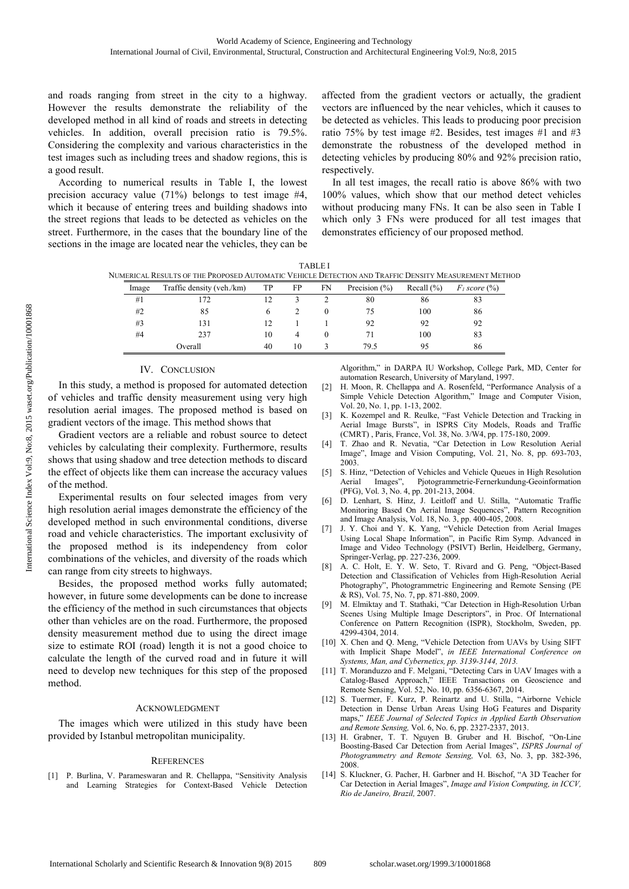and roads ranging from street in the city to a highway. However the results demonstrate the reliability of the developed method in all kind of roads and streets in detecting vehicles. In addition, overall precision ratio is 79.5%. Considering the complexity and various characteristics in the test images such as including trees and shadow regions, this is a good result.

According to numerical results in Table I, the lowest precision accuracy value (71%) belongs to test image #4, which it because of entering trees and building shadows into the street regions that leads to be detected as vehicles on the street. Furthermore, in the cases that the boundary line of the sections in the image are located near the vehicles, they can be affected from the gradient vectors or actually, the gradient vectors are influenced by the near vehicles, which it causes to be detected as vehicles. This leads to producing poor precision ratio 75% by test image #2. Besides, test images #1 and #3 demonstrate the robustness of the developed method in detecting vehicles by producing 80% and 92% precision ratio, respectively.

In all test images, the recall ratio is above 86% with two 100% values, which show that our method detect vehicles without producing many FNs. It can be also seen in Table I which only 3 FNs were produced for all test images that demonstrates efficiency of our proposed method.

TABLE I
NUMERICAL RESULTS OF THE PROPOSED AUTOMATIC VEHICLE DETECTION AND TRAFFIC DENSITY MEASUREMENT METHOD

| Image | Traffic density (veh./km) | TP | FP | FN | Precision (%) | Recall (%) | $F_1$ score (%) |
|---|---|---|---|---|---|---|---|
| #1 | 172 | 12 | 3 | 2 | 80 | 86 | 83 |
| #2 | 85 | 6 | 2 | 0 | 75 | 100 | 86 |
| #3 | 131 | 12 | 1 | 1 | 92 | 92 | 92 |
| #4 | 237 | 10 | 4 | 0 | 71 | 100 | 83 |
| Overall | | 40 | 10 | 3 | 79.5 | 95 | 86 |

## IV. Conclusion

In this study, a method is proposed for automated detection of vehicles and traffic density measurement using very high resolution aerial images. The proposed method is based on gradient vectors of the image. This method shows that

Gradient vectors are a reliable and robust source to detect vehicles by calculating their complexity. Furthermore, results shows that using shadow and tree detection methods to discard the effect of objects like them can increase the accuracy values of the method.

Experimental results on four selected images from very high resolution aerial images demonstrate the efficiency of the developed method in such environmental conditions, diverse road and vehicle characteristics. The important exclusivity of the proposed method is its independency from color combinations of the vehicles, and diversity of the roads which can range from city streets to highways.

Besides, the proposed method works fully automated; however, in future some developments can be done to increase the efficiency of the method in such circumstances that objects other than vehicles are on the road. Furthermore, the proposed density measurement method due to using the direct image size to estimate ROI (road) length it is not a good choice to calculate the length of the curved road and in future it will need to develop new techniques for this step of the proposed method.

## Acknowledgment

The images which were utilized in this study have been provided by Istanbul metropolitan municipality.

## References

[1] P. Burlina, V. Parameswaran and R. Chellappa, "Sensitivity Analysis and Learning Strategies for Context-Based Vehicle Detection Algorithm," in DARPA IU Workshop, College Park, MD, Center for automation Research, University of Maryland, 1997.

[2] H. Moon, R. Chellappa and A. Rosenfeld, "Performance Analysis of a Simple Vehicle Detection Algorithm," Image and Computer Vision, Vol. 20, No. 1, pp. 1-13, 2002.

[3] K. Kozempel and R. Reulke, "Fast Vehicle Detection and Tracking in Aerial Image Bursts", in ISPRS City Models, Roads and Traffic (CMRT) , Paris, France, Vol. 38, No. 3/W4, pp. 175-180, 2009.

[4] T. Zhao and R. Nevatia, "Car Detection in Low Resolution Aerial Image", Image and Vision Computing, Vol. 21, No. 8, pp. 693-703, 2003.

[5] S. Hinz, "Detection of Vehicles and Vehicle Queues in High Resolution Aerial Images", Pjotogrammetrie-Fernerkundung-Geoinformation (PFG), Vol. 3, No. 4, pp. 201-213, 2004.

[6] D. Lenhart, S. Hinz, J. Leitloff and U. Stilla, "Automatic Traffic Monitoring Based On Aerial Image Sequences", Pattern Recognition and Image Analysis, Vol. 18, No. 3, pp. 400-405, 2008.

[7] J. Y. Choi and Y. K. Yang, "Vehicle Detection from Aerial Images Using Local Shape Information", in Pacific Rim Symp. Advanced in Image and Video Technology (PSIVT) Berlin, Heidelberg, Germany, Springer-Verlag, pp. 227-236, 2009.

[8] A. C. Holt, E. Y. W. Seto, T. Rivard and G. Peng, "Object-Based Detection and Classification of Vehicles from High-Resolution Aerial Photography", Photogrammetric Engineering and Remote Sensing (PE & RS), Vol. 75, No. 7, pp. 871-880, 2009.

[9] M. Elmiktay and T. Stathaki, "Car Detection in High-Resolution Urban Scenes Using Multiple Image Descriptors", in Proc. Of International Conference on Pattern Recognition (ISPR), Stockholm, Sweden, pp. 4299-4304, 2014.

[10] X. Chen and Q. Meng, "Vehicle Detection from UAVs by Using SIFT with Implicit Shape Model", *in IEEE International Conference on Systems, Man, and Cybernetics, pp. 3139-3144, 2013.*

[11] T. Moranduzzo and F. Melgani, "Detecting Cars in UAV Images with a Catalog-Based Approach," IEEE Transactions on Geoscience and Remote Sensing, Vol. 52, No. 10, pp. 6356-6367, 2014.

[12] S. Tuermer, F. Kurz, P. Reinartz and U. Stilla, "Airborne Vehicle Detection in Dense Urban Areas Using HoG Features and Disparity maps," *IEEE Journal of Selected Topics in Applied Earth Observation and Remote Sensing,* Vol. 6, No. 6, pp. 2327-2337, 2013.

[13] H. Grabner, T. T. Nguyen B. Gruber and H. Bischof, "On-Line Boosting-Based Car Detection from Aerial Images", *ISPRS Journal of Photogrammetry and Remote Sensing,* Vol. 63, No. 3, pp. 382-396, 2008.

[14] S. Kluckner, G. Pacher, H. Garbner and H. Bischof, "A 3D Teacher for Car Detection in Aerial Images", *Image and Vision Computing, in ICCV, Rio de Janeiro, Brazil,* 2007.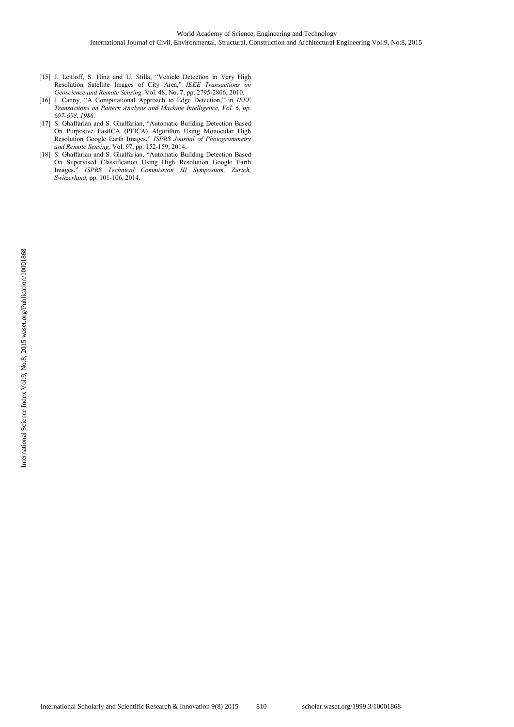[15] J. Leitloff, S. Hinz and U. Stilla, "Vehicle Detection in Very High Resolution Satellite Images of City Area," *IEEE Transactions on Geoscience and Remote Sensing,* Vol. 48, No. 7, pp. 2795-2806, 2010.

[16] J. Canny, "A Computational Approach to Edge Detection," in *IEEE Transactions on Pattern Analysis and Machine Intelligence, Vol. 6, pp. 697-698, 1986.*

[17] S. Ghaffarian and S. Ghaffarian, "Automatic Building Detection Based On Purposive FastICA (PFICA) Algorithm Using Monocular High Resolution Google Earth Images," *ISPRS Journal of Photogrammetry and Remote Sensing,* Vol. 97, pp. 152-159, 2014.

[18] S. Ghaffarian and S. Ghaffarian, "Automatic Building Detection Based On Supervised Classification Using High Resolution Google Earth Images," *ISPRS Technical Commission III Symposium, Zurich, Switzerland,* pp. 101-106, 2014.